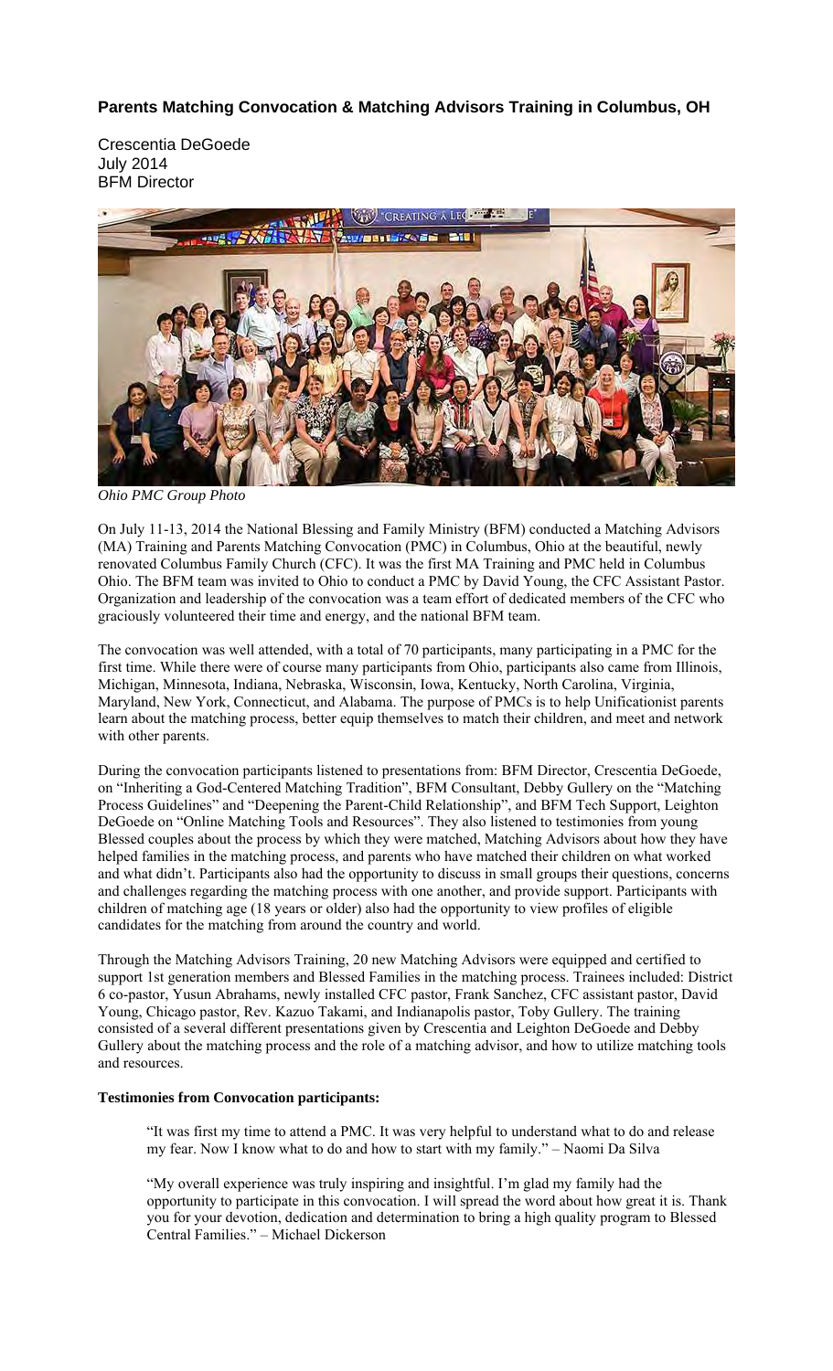### Parents Matching Convocation & Matching Advisors Training in Columbus, OH

Crescentia DeGoede
July 2014
BFM Director

*Ohio PMC Group Photo*

On July 11-13, 2014 the National Blessing and Family Ministry (BFM) conducted a Matching Advisors (MA) Training and Parents Matching Convocation (PMC) in Columbus, Ohio at the beautiful, newly renovated Columbus Family Church (CFC). It was the first MA Training and PMC held in Columbus Ohio. The BFM team was invited to Ohio to conduct a PMC by David Young, the CFC Assistant Pastor. Organization and leadership of the convocation was a team effort of dedicated members of the CFC who graciously volunteered their time and energy, and the national BFM team.

The convocation was well attended, with a total of 70 participants, many participating in a PMC for the first time. While there were of course many participants from Ohio, participants also came from Illinois, Michigan, Minnesota, Indiana, Nebraska, Wisconsin, Iowa, Kentucky, North Carolina, Virginia, Maryland, New York, Connecticut, and Alabama. The purpose of PMCs is to help Unificationist parents learn about the matching process, better equip themselves to match their children, and meet and network with other parents.

During the convocation participants listened to presentations from: BFM Director, Crescentia DeGoede, on "Inheriting a God-Centered Matching Tradition", BFM Consultant, Debby Gullery on the "Matching Process Guidelines" and "Deepening the Parent-Child Relationship", and BFM Tech Support, Leighton DeGoede on "Online Matching Tools and Resources". They also listened to testimonies from young Blessed couples about the process by which they were matched, Matching Advisors about how they have helped families in the matching process, and parents who have matched their children on what worked and what didn't. Participants also had the opportunity to discuss in small groups their questions, concerns and challenges regarding the matching process with one another, and provide support. Participants with children of matching age (18 years or older) also had the opportunity to view profiles of eligible candidates for the matching from around the country and world.

Through the Matching Advisors Training, 20 new Matching Advisors were equipped and certified to support 1st generation members and Blessed Families in the matching process. Trainees included: District 6 co-pastor, Yusun Abrahams, newly installed CFC pastor, Frank Sanchez, CFC assistant pastor, David Young, Chicago pastor, Rev. Kazuo Takami, and Indianapolis pastor, Toby Gullery. The training consisted of a several different presentations given by Crescentia and Leighton DeGoede and Debby Gullery about the matching process and the role of a matching advisor, and how to utilize matching tools and resources.

**Testimonies from Convocation participants:**

> "It was first my time to attend a PMC. It was very helpful to understand what to do and release my fear. Now I know what to do and how to start with my family." – Naomi Da Silva

> "My overall experience was truly inspiring and insightful. I'm glad my family had the opportunity to participate in this convocation. I will spread the word about how great it is. Thank you for your devotion, dedication and determination to bring a high quality program to Blessed Central Families." – Michael Dickerson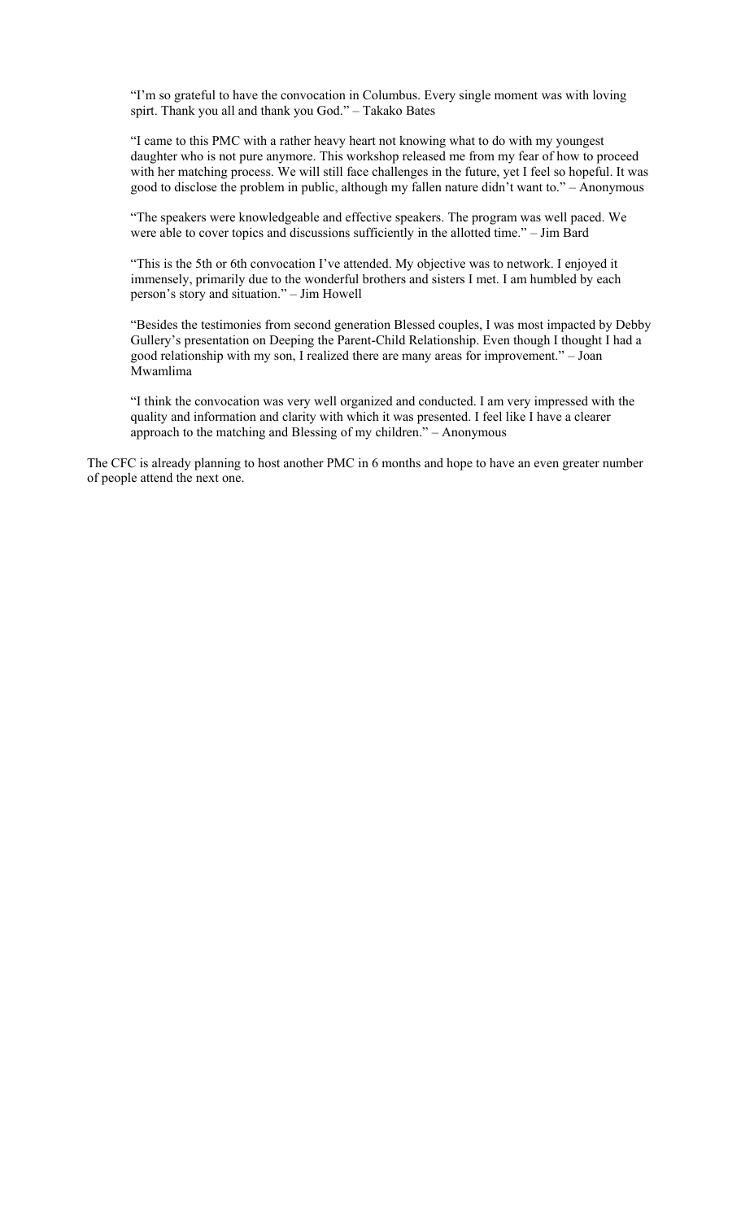"I'm so grateful to have the convocation in Columbus. Every single moment was with loving spirt. Thank you all and thank you God." – Takako Bates

"I came to this PMC with a rather heavy heart not knowing what to do with my youngest daughter who is not pure anymore. This workshop released me from my fear of how to proceed with her matching process. We will still face challenges in the future, yet I feel so hopeful. It was good to disclose the problem in public, although my fallen nature didn't want to." – Anonymous

"The speakers were knowledgeable and effective speakers. The program was well paced. We were able to cover topics and discussions sufficiently in the allotted time." – Jim Bard

"This is the 5th or 6th convocation I've attended. My objective was to network. I enjoyed it immensely, primarily due to the wonderful brothers and sisters I met. I am humbled by each person's story and situation." – Jim Howell

"Besides the testimonies from second generation Blessed couples, I was most impacted by Debby Gullery's presentation on Deeping the Parent-Child Relationship. Even though I thought I had a good relationship with my son, I realized there are many areas for improvement." – Joan Mwamlima

"I think the convocation was very well organized and conducted. I am very impressed with the quality and information and clarity with which it was presented. I feel like I have a clearer approach to the matching and Blessing of my children." – Anonymous

The CFC is already planning to host another PMC in 6 months and hope to have an even greater number of people attend the next one.